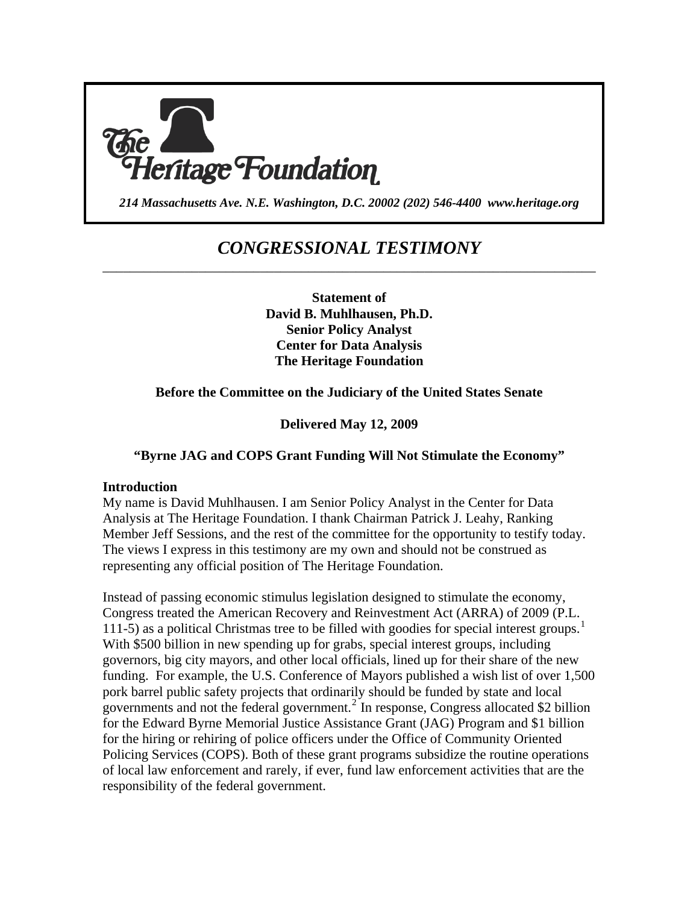# The Heritage Foundation

*214 Massachusetts Ave. N.E. Washington, D.C. 20002 (202) 546-4400 www.heritage.org*

## *CONGRESSIONAL TESTIMONY*

---

**Statement of**
**David B. Muhlhausen, Ph.D.**
**Senior Policy Analyst**
**Center for Data Analysis**
**The Heritage Foundation**

**Before the Committee on the Judiciary of the United States Senate**

**Delivered May 12, 2009**

**"Byrne JAG and COPS Grant Funding Will Not Stimulate the Economy"**

### Introduction

My name is David Muhlhausen. I am Senior Policy Analyst in the Center for Data Analysis at The Heritage Foundation. I thank Chairman Patrick J. Leahy, Ranking Member Jeff Sessions, and the rest of the committee for the opportunity to testify today. The views I express in this testimony are my own and should not be construed as representing any official position of The Heritage Foundation.

Instead of passing economic stimulus legislation designed to stimulate the economy, Congress treated the American Recovery and Reinvestment Act (ARRA) of 2009 (P.L. 111-5) as a political Christmas tree to be filled with goodies for special interest groups.[1] With $500 billion in new spending up for grabs, special interest groups, including governors, big city mayors, and other local officials, lined up for their share of the new funding. For example, the U.S. Conference of Mayors published a wish list of over 1,500 pork barrel public safety projects that ordinarily should be funded by state and local governments and not the federal government.[2] In response, Congress allocated $2 billion for the Edward Byrne Memorial Justice Assistance Grant (JAG) Program and $1 billion for the hiring or rehiring of police officers under the Office of Community Oriented Policing Services (COPS). Both of these grant programs subsidize the routine operations of local law enforcement and rarely, if ever, fund law enforcement activities that are the responsibility of the federal government.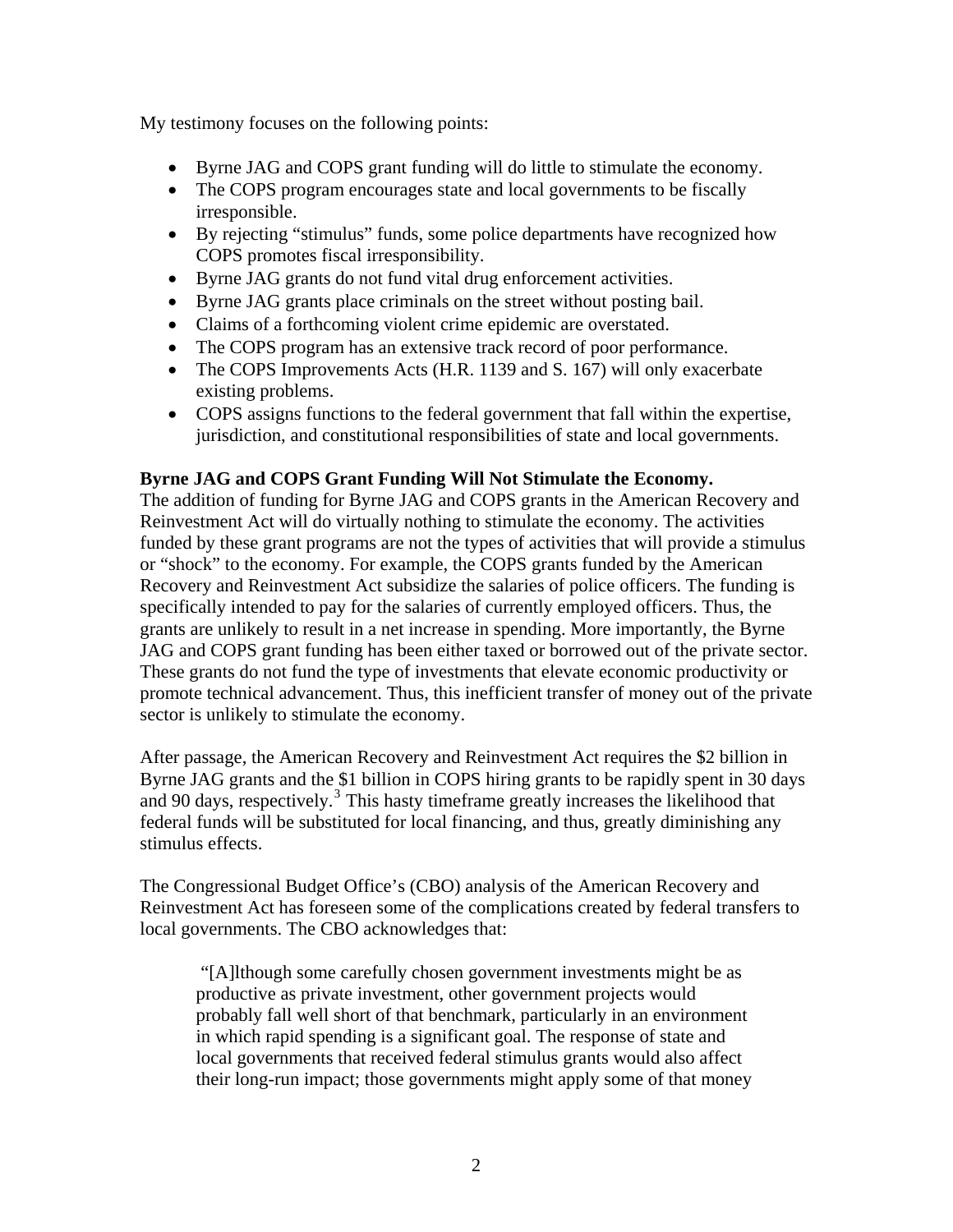My testimony focuses on the following points:

- Byrne JAG and COPS grant funding will do little to stimulate the economy.
- The COPS program encourages state and local governments to be fiscally irresponsible.
- By rejecting "stimulus" funds, some police departments have recognized how COPS promotes fiscal irresponsibility.
- Byrne JAG grants do not fund vital drug enforcement activities.
- Byrne JAG grants place criminals on the street without posting bail.
- Claims of a forthcoming violent crime epidemic are overstated.
- The COPS program has an extensive track record of poor performance.
- The COPS Improvements Acts (H.R. 1139 and S. 167) will only exacerbate existing problems.
- COPS assigns functions to the federal government that fall within the expertise, jurisdiction, and constitutional responsibilities of state and local governments.

**Byrne JAG and COPS Grant Funding Will Not Stimulate the Economy.**
The addition of funding for Byrne JAG and COPS grants in the American Recovery and Reinvestment Act will do virtually nothing to stimulate the economy. The activities funded by these grant programs are not the types of activities that will provide a stimulus or "shock" to the economy. For example, the COPS grants funded by the American Recovery and Reinvestment Act subsidize the salaries of police officers. The funding is specifically intended to pay for the salaries of currently employed officers. Thus, the grants are unlikely to result in a net increase in spending. More importantly, the Byrne JAG and COPS grant funding has been either taxed or borrowed out of the private sector. These grants do not fund the type of investments that elevate economic productivity or promote technical advancement. Thus, this inefficient transfer of money out of the private sector is unlikely to stimulate the economy.

After passage, the American Recovery and Reinvestment Act requires the $2 billion in Byrne JAG grants and the $1 billion in COPS hiring grants to be rapidly spent in 30 days and 90 days, respectively.[3] This hasty timeframe greatly increases the likelihood that federal funds will be substituted for local financing, and thus, greatly diminishing any stimulus effects.

The Congressional Budget Office's (CBO) analysis of the American Recovery and Reinvestment Act has foreseen some of the complications created by federal transfers to local governments. The CBO acknowledges that:

> "[A]lthough some carefully chosen government investments might be as productive as private investment, other government projects would probably fall well short of that benchmark, particularly in an environment in which rapid spending is a significant goal. The response of state and local governments that received federal stimulus grants would also affect their long-run impact; those governments might apply some of that money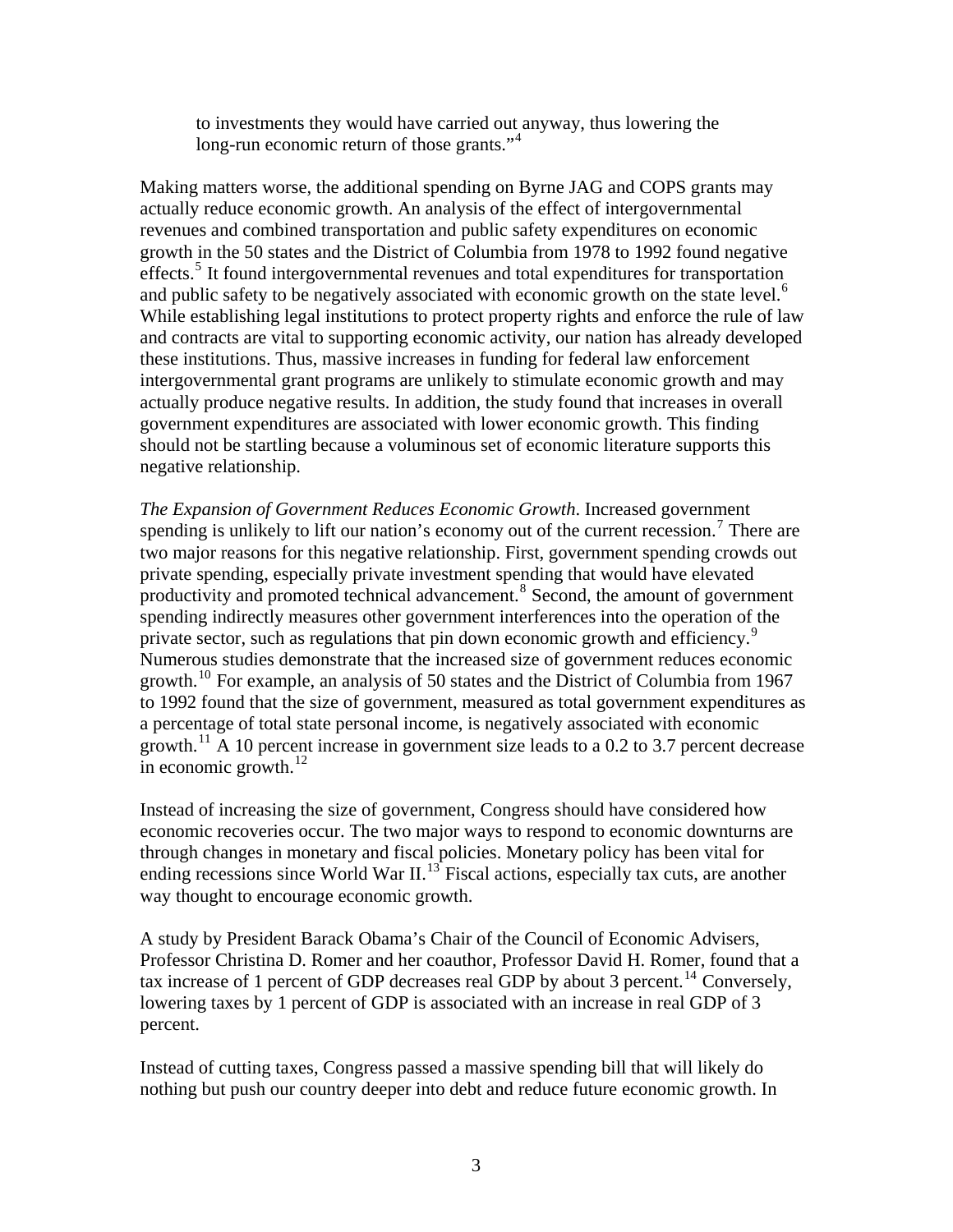to investments they would have carried out anyway, thus lowering the long-run economic return of those grants."[4]

Making matters worse, the additional spending on Byrne JAG and COPS grants may actually reduce economic growth. An analysis of the effect of intergovernmental revenues and combined transportation and public safety expenditures on economic growth in the 50 states and the District of Columbia from 1978 to 1992 found negative effects.[5] It found intergovernmental revenues and total expenditures for transportation and public safety to be negatively associated with economic growth on the state level.[6] While establishing legal institutions to protect property rights and enforce the rule of law and contracts are vital to supporting economic activity, our nation has already developed these institutions. Thus, massive increases in funding for federal law enforcement intergovernmental grant programs are unlikely to stimulate economic growth and may actually produce negative results. In addition, the study found that increases in overall government expenditures are associated with lower economic growth. This finding should not be startling because a voluminous set of economic literature supports this negative relationship.

*The Expansion of Government Reduces Economic Growth*. Increased government spending is unlikely to lift our nation's economy out of the current recession.[7] There are two major reasons for this negative relationship. First, government spending crowds out private spending, especially private investment spending that would have elevated productivity and promoted technical advancement.[8] Second, the amount of government spending indirectly measures other government interferences into the operation of the private sector, such as regulations that pin down economic growth and efficiency.[9] Numerous studies demonstrate that the increased size of government reduces economic growth.[10] For example, an analysis of 50 states and the District of Columbia from 1967 to 1992 found that the size of government, measured as total government expenditures as a percentage of total state personal income, is negatively associated with economic growth.[11] A 10 percent increase in government size leads to a 0.2 to 3.7 percent decrease in economic growth.[12]

Instead of increasing the size of government, Congress should have considered how economic recoveries occur. The two major ways to respond to economic downturns are through changes in monetary and fiscal policies. Monetary policy has been vital for ending recessions since World War II.[13] Fiscal actions, especially tax cuts, are another way thought to encourage economic growth.

A study by President Barack Obama's Chair of the Council of Economic Advisers, Professor Christina D. Romer and her coauthor, Professor David H. Romer, found that a tax increase of 1 percent of GDP decreases real GDP by about 3 percent.[14] Conversely, lowering taxes by 1 percent of GDP is associated with an increase in real GDP of 3 percent.

Instead of cutting taxes, Congress passed a massive spending bill that will likely do nothing but push our country deeper into debt and reduce future economic growth. In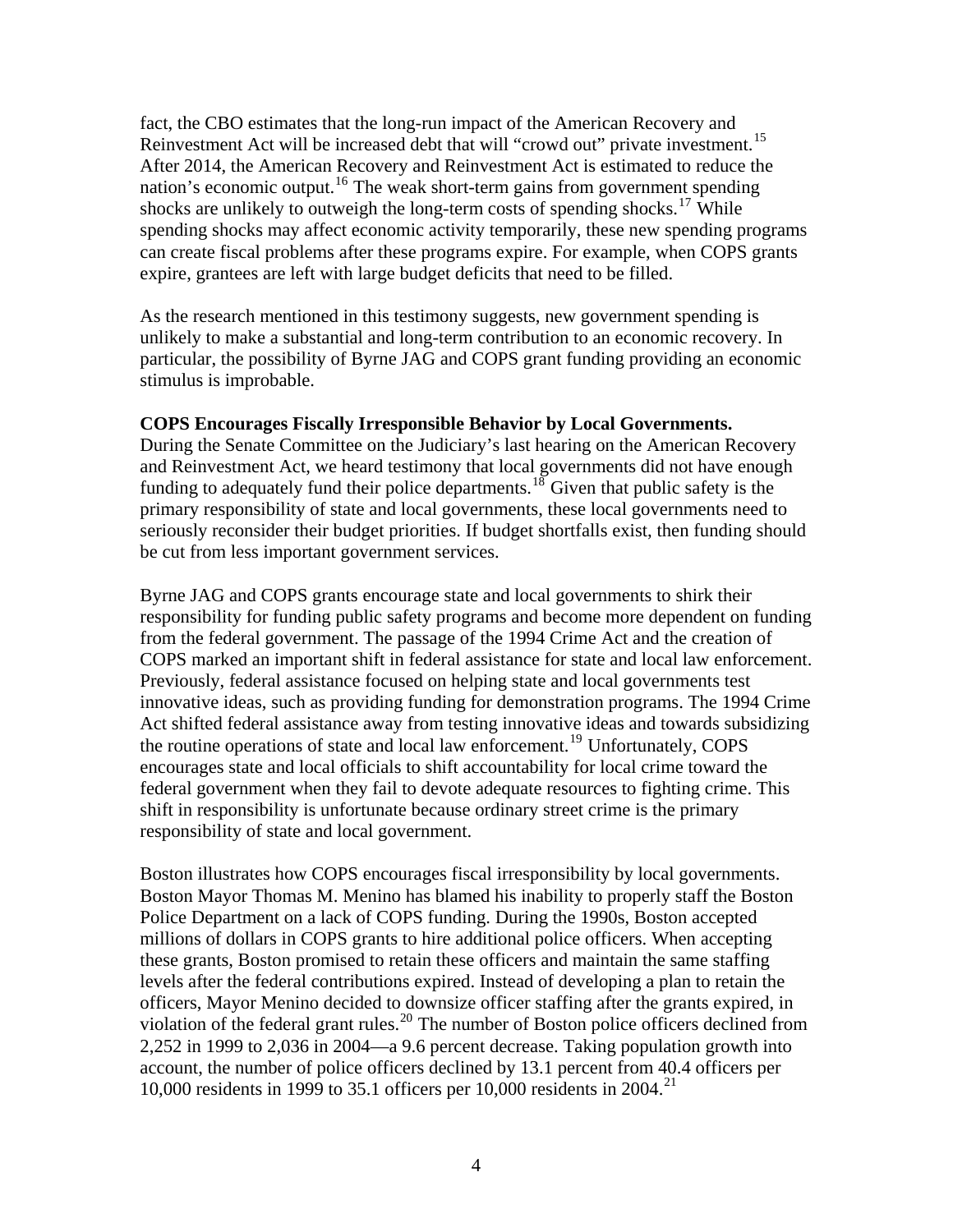fact, the CBO estimates that the long-run impact of the American Recovery and Reinvestment Act will be increased debt that will "crowd out" private investment.[15] After 2014, the American Recovery and Reinvestment Act is estimated to reduce the nation's economic output.[16] The weak short-term gains from government spending shocks are unlikely to outweigh the long-term costs of spending shocks.[17] While spending shocks may affect economic activity temporarily, these new spending programs can create fiscal problems after these programs expire. For example, when COPS grants expire, grantees are left with large budget deficits that need to be filled.

As the research mentioned in this testimony suggests, new government spending is unlikely to make a substantial and long-term contribution to an economic recovery. In particular, the possibility of Byrne JAG and COPS grant funding providing an economic stimulus is improbable.

**COPS Encourages Fiscally Irresponsible Behavior by Local Governments.**
During the Senate Committee on the Judiciary's last hearing on the American Recovery and Reinvestment Act, we heard testimony that local governments did not have enough funding to adequately fund their police departments.[18] Given that public safety is the primary responsibility of state and local governments, these local governments need to seriously reconsider their budget priorities. If budget shortfalls exist, then funding should be cut from less important government services.

Byrne JAG and COPS grants encourage state and local governments to shirk their responsibility for funding public safety programs and become more dependent on funding from the federal government. The passage of the 1994 Crime Act and the creation of COPS marked an important shift in federal assistance for state and local law enforcement. Previously, federal assistance focused on helping state and local governments test innovative ideas, such as providing funding for demonstration programs. The 1994 Crime Act shifted federal assistance away from testing innovative ideas and towards subsidizing the routine operations of state and local law enforcement.[19] Unfortunately, COPS encourages state and local officials to shift accountability for local crime toward the federal government when they fail to devote adequate resources to fighting crime. This shift in responsibility is unfortunate because ordinary street crime is the primary responsibility of state and local government.

Boston illustrates how COPS encourages fiscal irresponsibility by local governments. Boston Mayor Thomas M. Menino has blamed his inability to properly staff the Boston Police Department on a lack of COPS funding. During the 1990s, Boston accepted millions of dollars in COPS grants to hire additional police officers. When accepting these grants, Boston promised to retain these officers and maintain the same staffing levels after the federal contributions expired. Instead of developing a plan to retain the officers, Mayor Menino decided to downsize officer staffing after the grants expired, in violation of the federal grant rules.[20] The number of Boston police officers declined from 2,252 in 1999 to 2,036 in 2004—a 9.6 percent decrease. Taking population growth into account, the number of police officers declined by 13.1 percent from 40.4 officers per 10,000 residents in 1999 to 35.1 officers per 10,000 residents in 2004.[21]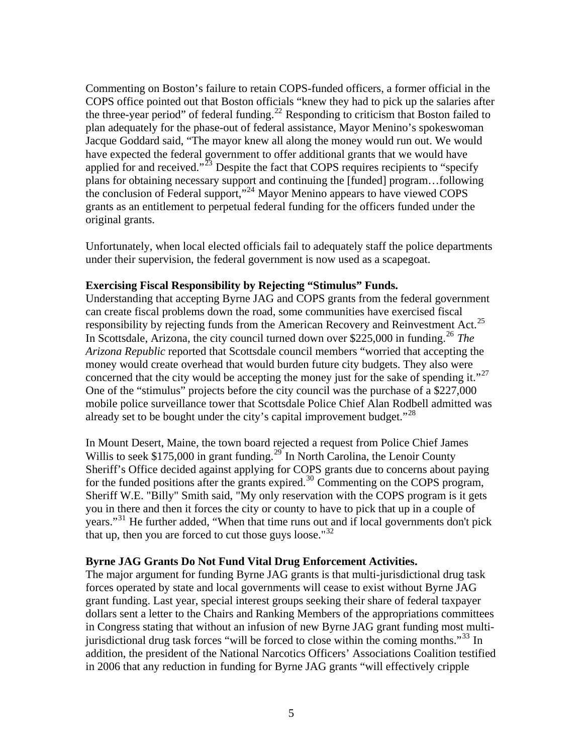Commenting on Boston's failure to retain COPS-funded officers, a former official in the COPS office pointed out that Boston officials "knew they had to pick up the salaries after the three-year period" of federal funding.[22] Responding to criticism that Boston failed to plan adequately for the phase-out of federal assistance, Mayor Menino's spokeswoman Jacque Goddard said, "The mayor knew all along the money would run out. We would have expected the federal government to offer additional grants that we would have applied for and received."[23] Despite the fact that COPS requires recipients to "specify plans for obtaining necessary support and continuing the [funded] program…following the conclusion of Federal support,"[24] Mayor Menino appears to have viewed COPS grants as an entitlement to perpetual federal funding for the officers funded under the original grants.

Unfortunately, when local elected officials fail to adequately staff the police departments under their supervision, the federal government is now used as a scapegoat.

**Exercising Fiscal Responsibility by Rejecting "Stimulus" Funds.**
Understanding that accepting Byrne JAG and COPS grants from the federal government can create fiscal problems down the road, some communities have exercised fiscal responsibility by rejecting funds from the American Recovery and Reinvestment Act.[25] In Scottsdale, Arizona, the city council turned down over $225,000 in funding.[26] *The Arizona Republic* reported that Scottsdale council members "worried that accepting the money would create overhead that would burden future city budgets. They also were concerned that the city would be accepting the money just for the sake of spending it."[27] One of the "stimulus" projects before the city council was the purchase of a $227,000 mobile police surveillance tower that Scottsdale Police Chief Alan Rodbell admitted was already set to be bought under the city's capital improvement budget."[28]

In Mount Desert, Maine, the town board rejected a request from Police Chief James Willis to seek $175,000 in grant funding.[29] In North Carolina, the Lenoir County Sheriff's Office decided against applying for COPS grants due to concerns about paying for the funded positions after the grants expired.[30] Commenting on the COPS program, Sheriff W.E. "Billy" Smith said, "My only reservation with the COPS program is it gets you in there and then it forces the city or county to have to pick that up in a couple of years."[31] He further added, "When that time runs out and if local governments don't pick that up, then you are forced to cut those guys loose."[32]

**Byrne JAG Grants Do Not Fund Vital Drug Enforcement Activities.**
The major argument for funding Byrne JAG grants is that multi-jurisdictional drug task forces operated by state and local governments will cease to exist without Byrne JAG grant funding. Last year, special interest groups seeking their share of federal taxpayer dollars sent a letter to the Chairs and Ranking Members of the appropriations committees in Congress stating that without an infusion of new Byrne JAG grant funding most multi-jurisdictional drug task forces "will be forced to close within the coming months."[33] In addition, the president of the National Narcotics Officers' Associations Coalition testified in 2006 that any reduction in funding for Byrne JAG grants "will effectively cripple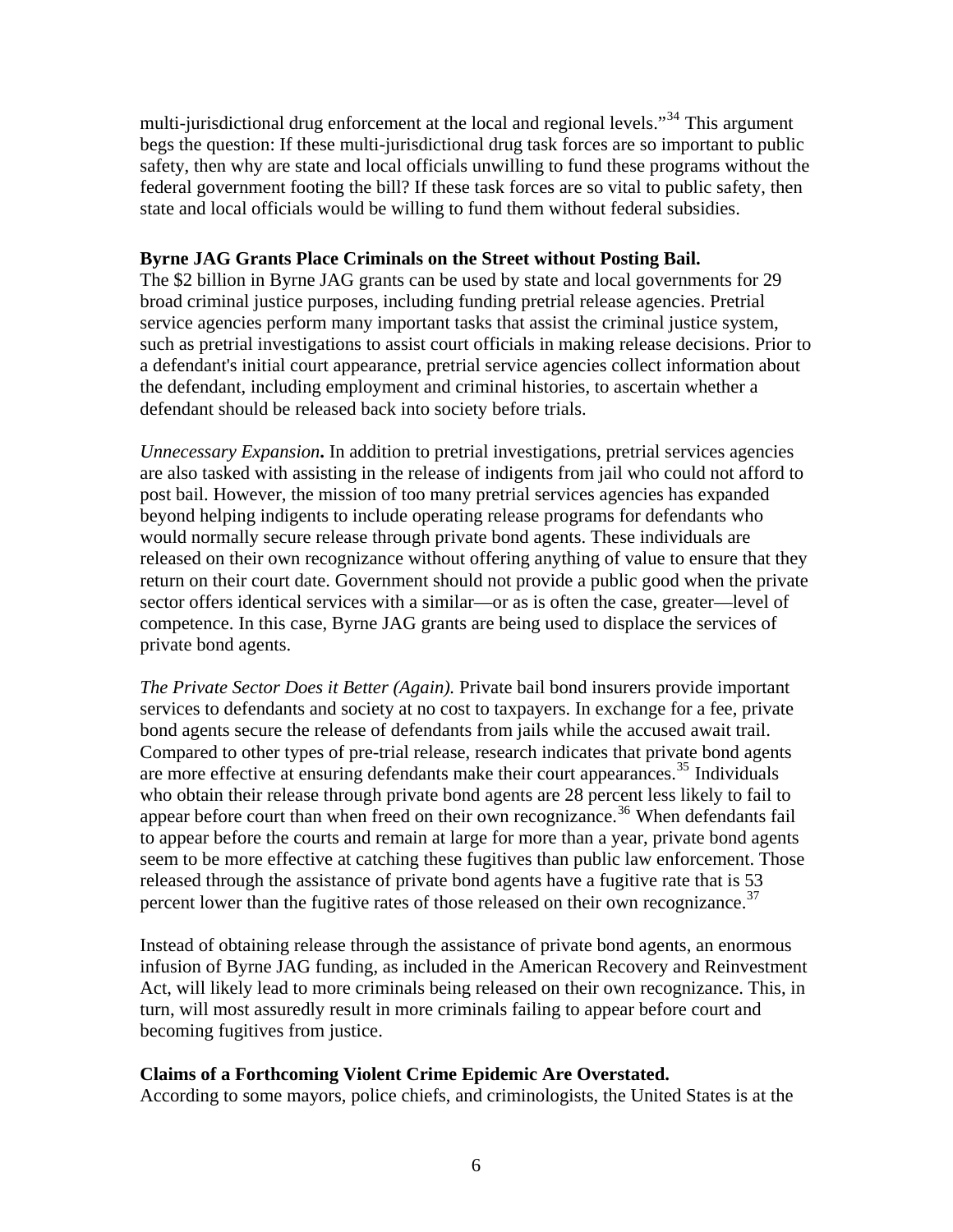multi-jurisdictional drug enforcement at the local and regional levels."[34] This argument begs the question: If these multi-jurisdictional drug task forces are so important to public safety, then why are state and local officials unwilling to fund these programs without the federal government footing the bill? If these task forces are so vital to public safety, then state and local officials would be willing to fund them without federal subsidies.

**Byrne JAG Grants Place Criminals on the Street without Posting Bail.**

The $2 billion in Byrne JAG grants can be used by state and local governments for 29 broad criminal justice purposes, including funding pretrial release agencies. Pretrial service agencies perform many important tasks that assist the criminal justice system, such as pretrial investigations to assist court officials in making release decisions. Prior to a defendant's initial court appearance, pretrial service agencies collect information about the defendant, including employment and criminal histories, to ascertain whether a defendant should be released back into society before trials.

*Unnecessary Expansion***.** In addition to pretrial investigations, pretrial services agencies are also tasked with assisting in the release of indigents from jail who could not afford to post bail. However, the mission of too many pretrial services agencies has expanded beyond helping indigents to include operating release programs for defendants who would normally secure release through private bond agents. These individuals are released on their own recognizance without offering anything of value to ensure that they return on their court date. Government should not provide a public good when the private sector offers identical services with a similar—or as is often the case, greater—level of competence. In this case, Byrne JAG grants are being used to displace the services of private bond agents.

*The Private Sector Does it Better (Again).* Private bail bond insurers provide important services to defendants and society at no cost to taxpayers. In exchange for a fee, private bond agents secure the release of defendants from jails while the accused await trail. Compared to other types of pre-trial release, research indicates that private bond agents are more effective at ensuring defendants make their court appearances.[35] Individuals who obtain their release through private bond agents are 28 percent less likely to fail to appear before court than when freed on their own recognizance.[36] When defendants fail to appear before the courts and remain at large for more than a year, private bond agents seem to be more effective at catching these fugitives than public law enforcement. Those released through the assistance of private bond agents have a fugitive rate that is 53 percent lower than the fugitive rates of those released on their own recognizance.[37]

Instead of obtaining release through the assistance of private bond agents, an enormous infusion of Byrne JAG funding, as included in the American Recovery and Reinvestment Act, will likely lead to more criminals being released on their own recognizance. This, in turn, will most assuredly result in more criminals failing to appear before court and becoming fugitives from justice.

**Claims of a Forthcoming Violent Crime Epidemic Are Overstated.**

According to some mayors, police chiefs, and criminologists, the United States is at the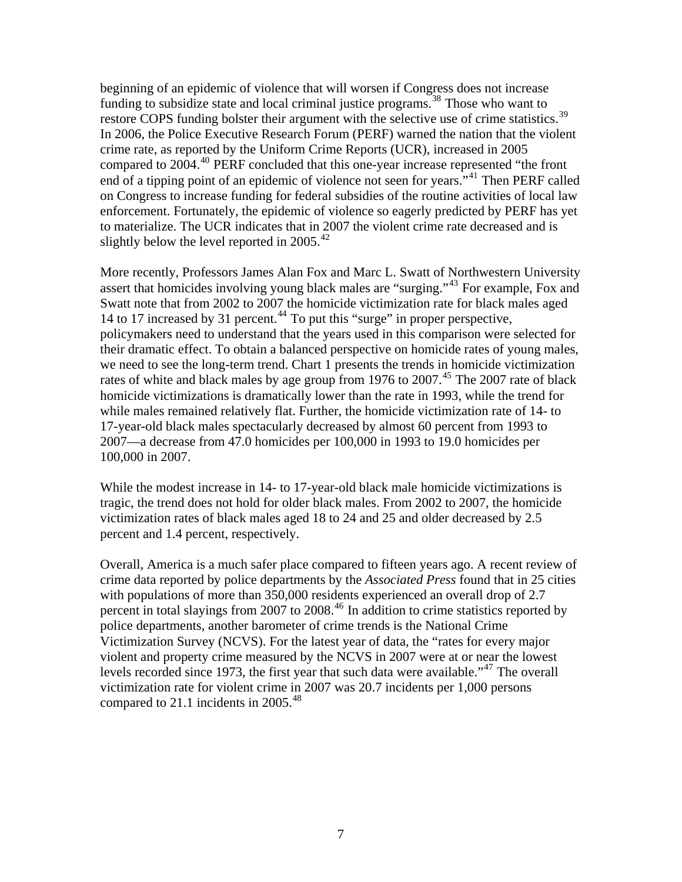beginning of an epidemic of violence that will worsen if Congress does not increase funding to subsidize state and local criminal justice programs.[38] Those who want to restore COPS funding bolster their argument with the selective use of crime statistics.[39] In 2006, the Police Executive Research Forum (PERF) warned the nation that the violent crime rate, as reported by the Uniform Crime Reports (UCR), increased in 2005 compared to 2004.[40] PERF concluded that this one-year increase represented "the front end of a tipping point of an epidemic of violence not seen for years."[41] Then PERF called on Congress to increase funding for federal subsidies of the routine activities of local law enforcement. Fortunately, the epidemic of violence so eagerly predicted by PERF has yet to materialize. The UCR indicates that in 2007 the violent crime rate decreased and is slightly below the level reported in 2005.[42]

More recently, Professors James Alan Fox and Marc L. Swatt of Northwestern University assert that homicides involving young black males are "surging."[43] For example, Fox and Swatt note that from 2002 to 2007 the homicide victimization rate for black males aged 14 to 17 increased by 31 percent.[44] To put this "surge" in proper perspective, policymakers need to understand that the years used in this comparison were selected for their dramatic effect. To obtain a balanced perspective on homicide rates of young males, we need to see the long-term trend. Chart 1 presents the trends in homicide victimization rates of white and black males by age group from 1976 to 2007.[45] The 2007 rate of black homicide victimizations is dramatically lower than the rate in 1993, while the trend for while males remained relatively flat. Further, the homicide victimization rate of 14- to 17-year-old black males spectacularly decreased by almost 60 percent from 1993 to 2007—a decrease from 47.0 homicides per 100,000 in 1993 to 19.0 homicides per 100,000 in 2007.

While the modest increase in 14- to 17-year-old black male homicide victimizations is tragic, the trend does not hold for older black males. From 2002 to 2007, the homicide victimization rates of black males aged 18 to 24 and 25 and older decreased by 2.5 percent and 1.4 percent, respectively.

Overall, America is a much safer place compared to fifteen years ago. A recent review of crime data reported by police departments by the *Associated Press* found that in 25 cities with populations of more than 350,000 residents experienced an overall drop of 2.7 percent in total slayings from 2007 to 2008.[46] In addition to crime statistics reported by police departments, another barometer of crime trends is the National Crime Victimization Survey (NCVS). For the latest year of data, the "rates for every major violent and property crime measured by the NCVS in 2007 were at or near the lowest levels recorded since 1973, the first year that such data were available."[47] The overall victimization rate for violent crime in 2007 was 20.7 incidents per 1,000 persons compared to 21.1 incidents in 2005.[48]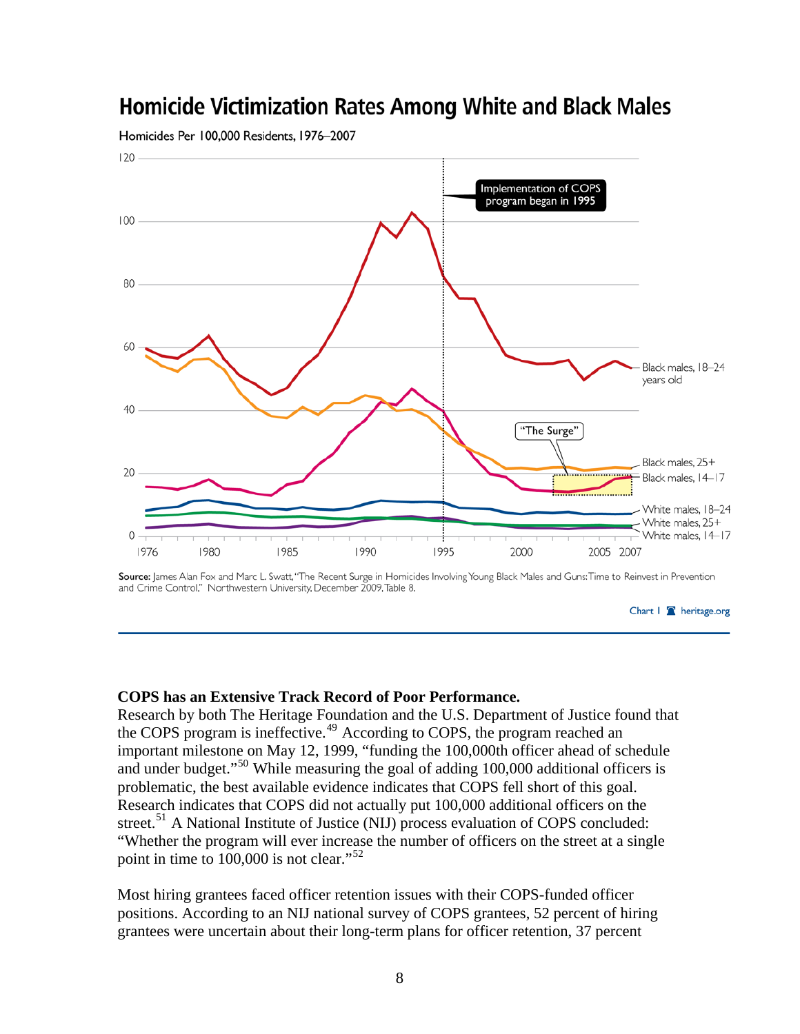## Homicide Victimization Rates Among White and Black Males

Homicides Per 100,000 Residents, 1976–2007

Implementation of COPS program began in 1995

"The Surge"

Black males, 18–24 years old

Black males, 25+

Black males, 14–17

White males, 18–24

White males, 25+

White males, 14–17

**Source:** James Alan Fox and Marc L. Swatt, "The Recent Surge in Homicides Involving Young Black Males and Guns: Time to Reinvest in Prevention and Crime Control," Northwestern University, December 2009, Table 8.

Chart 1 heritage.org

**COPS has an Extensive Track Record of Poor Performance.**

Research by both The Heritage Foundation and the U.S. Department of Justice found that the COPS program is ineffective.[49] According to COPS, the program reached an important milestone on May 12, 1999, "funding the 100,000th officer ahead of schedule and under budget."[50] While measuring the goal of adding 100,000 additional officers is problematic, the best available evidence indicates that COPS fell short of this goal. Research indicates that COPS did not actually put 100,000 additional officers on the street.[51] A National Institute of Justice (NIJ) process evaluation of COPS concluded: "Whether the program will ever increase the number of officers on the street at a single point in time to 100,000 is not clear."[52]

Most hiring grantees faced officer retention issues with their COPS-funded officer positions. According to an NIJ national survey of COPS grantees, 52 percent of hiring grantees were uncertain about their long-term plans for officer retention, 37 percent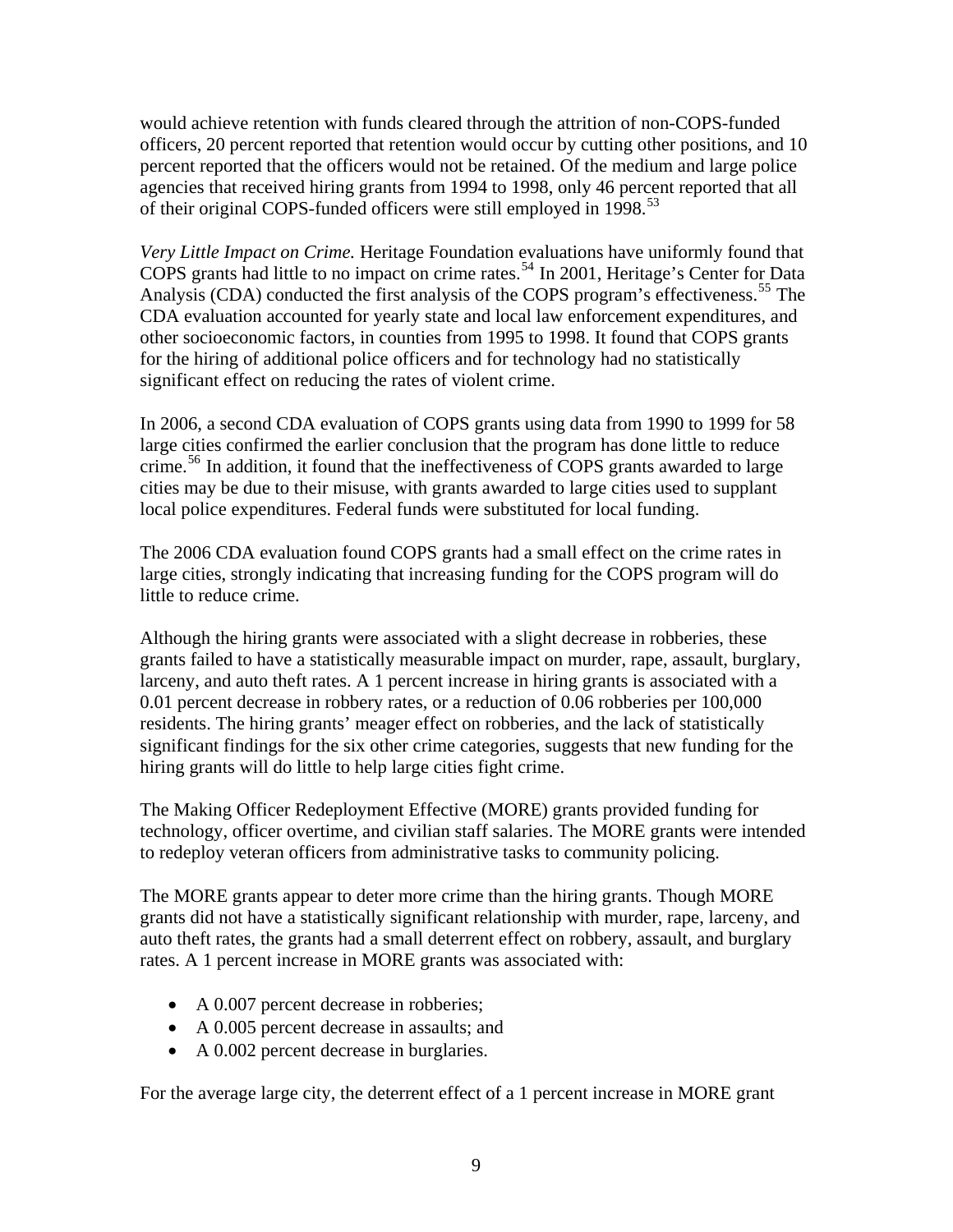would achieve retention with funds cleared through the attrition of non-COPS-funded officers, 20 percent reported that retention would occur by cutting other positions, and 10 percent reported that the officers would not be retained. Of the medium and large police agencies that received hiring grants from 1994 to 1998, only 46 percent reported that all of their original COPS-funded officers were still employed in 1998.[53]

*Very Little Impact on Crime.* Heritage Foundation evaluations have uniformly found that COPS grants had little to no impact on crime rates.[54] In 2001, Heritage's Center for Data Analysis (CDA) conducted the first analysis of the COPS program's effectiveness.[55] The CDA evaluation accounted for yearly state and local law enforcement expenditures, and other socioeconomic factors, in counties from 1995 to 1998. It found that COPS grants for the hiring of additional police officers and for technology had no statistically significant effect on reducing the rates of violent crime.

In 2006, a second CDA evaluation of COPS grants using data from 1990 to 1999 for 58 large cities confirmed the earlier conclusion that the program has done little to reduce crime.[56] In addition, it found that the ineffectiveness of COPS grants awarded to large cities may be due to their misuse, with grants awarded to large cities used to supplant local police expenditures. Federal funds were substituted for local funding.

The 2006 CDA evaluation found COPS grants had a small effect on the crime rates in large cities, strongly indicating that increasing funding for the COPS program will do little to reduce crime.

Although the hiring grants were associated with a slight decrease in robberies, these grants failed to have a statistically measurable impact on murder, rape, assault, burglary, larceny, and auto theft rates. A 1 percent increase in hiring grants is associated with a 0.01 percent decrease in robbery rates, or a reduction of 0.06 robberies per 100,000 residents. The hiring grants' meager effect on robberies, and the lack of statistically significant findings for the six other crime categories, suggests that new funding for the hiring grants will do little to help large cities fight crime.

The Making Officer Redeployment Effective (MORE) grants provided funding for technology, officer overtime, and civilian staff salaries. The MORE grants were intended to redeploy veteran officers from administrative tasks to community policing.

The MORE grants appear to deter more crime than the hiring grants. Though MORE grants did not have a statistically significant relationship with murder, rape, larceny, and auto theft rates, the grants had a small deterrent effect on robbery, assault, and burglary rates. A 1 percent increase in MORE grants was associated with:

- A 0.007 percent decrease in robberies;
- A 0.005 percent decrease in assaults; and
- A 0.002 percent decrease in burglaries.

For the average large city, the deterrent effect of a 1 percent increase in MORE grant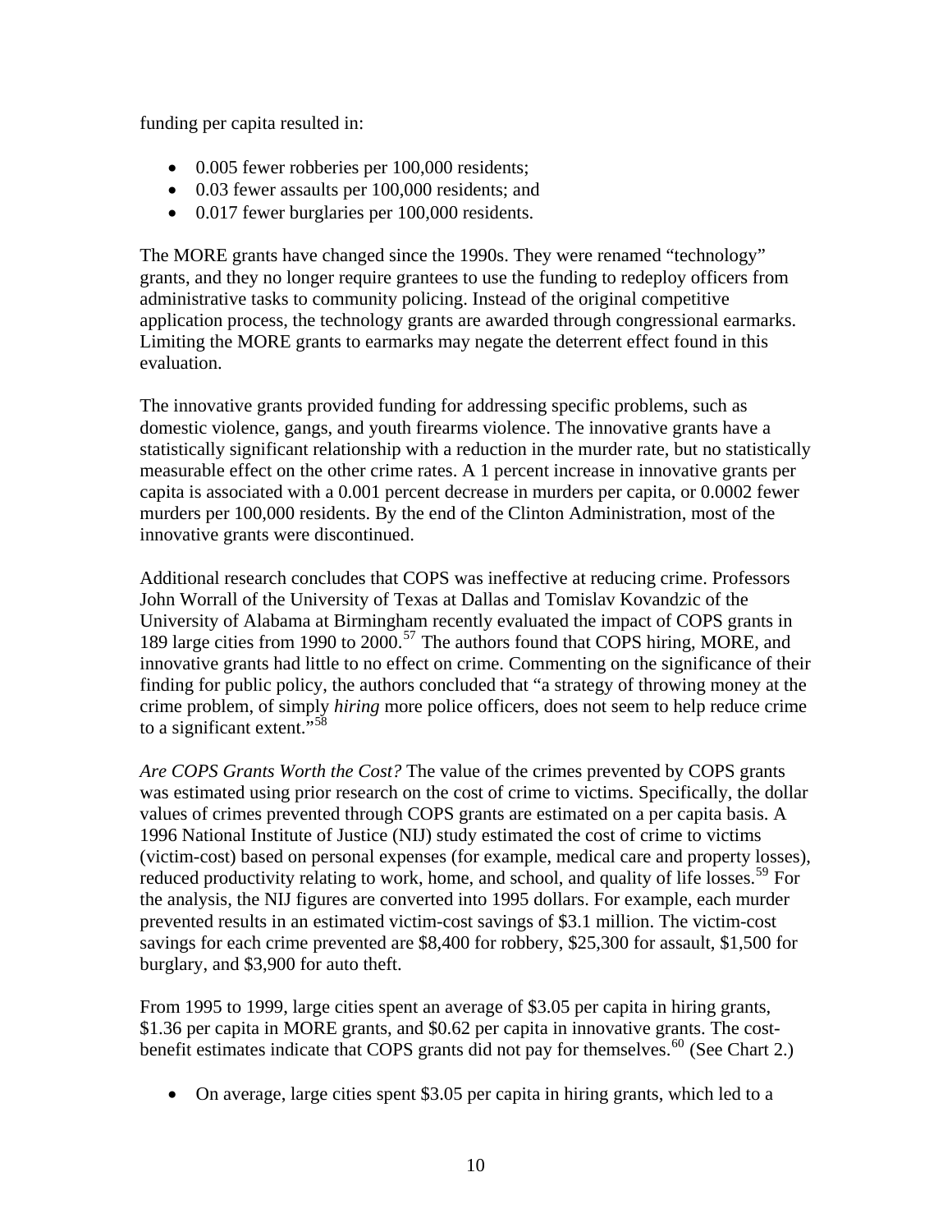funding per capita resulted in:

- 0.005 fewer robberies per 100,000 residents;
- 0.03 fewer assaults per 100,000 residents; and
- 0.017 fewer burglaries per 100,000 residents.

The MORE grants have changed since the 1990s. They were renamed "technology" grants, and they no longer require grantees to use the funding to redeploy officers from administrative tasks to community policing. Instead of the original competitive application process, the technology grants are awarded through congressional earmarks. Limiting the MORE grants to earmarks may negate the deterrent effect found in this evaluation.

The innovative grants provided funding for addressing specific problems, such as domestic violence, gangs, and youth firearms violence. The innovative grants have a statistically significant relationship with a reduction in the murder rate, but no statistically measurable effect on the other crime rates. A 1 percent increase in innovative grants per capita is associated with a 0.001 percent decrease in murders per capita, or 0.0002 fewer murders per 100,000 residents. By the end of the Clinton Administration, most of the innovative grants were discontinued.

Additional research concludes that COPS was ineffective at reducing crime. Professors John Worrall of the University of Texas at Dallas and Tomislav Kovandzic of the University of Alabama at Birmingham recently evaluated the impact of COPS grants in 189 large cities from 1990 to 2000.[57] The authors found that COPS hiring, MORE, and innovative grants had little to no effect on crime. Commenting on the significance of their finding for public policy, the authors concluded that "a strategy of throwing money at the crime problem, of simply *hiring* more police officers, does not seem to help reduce crime to a significant extent."[58]

*Are COPS Grants Worth the Cost?* The value of the crimes prevented by COPS grants was estimated using prior research on the cost of crime to victims. Specifically, the dollar values of crimes prevented through COPS grants are estimated on a per capita basis. A 1996 National Institute of Justice (NIJ) study estimated the cost of crime to victims (victim-cost) based on personal expenses (for example, medical care and property losses), reduced productivity relating to work, home, and school, and quality of life losses.[59] For the analysis, the NIJ figures are converted into 1995 dollars. For example, each murder prevented results in an estimated victim-cost savings of $3.1 million. The victim-cost savings for each crime prevented are $8,400 for robbery, $25,300 for assault, $1,500 for burglary, and $3,900 for auto theft.

From 1995 to 1999, large cities spent an average of $3.05 per capita in hiring grants, $1.36 per capita in MORE grants, and $0.62 per capita in innovative grants. The cost-benefit estimates indicate that COPS grants did not pay for themselves.[60] (See Chart 2.)

- On average, large cities spent $3.05 per capita in hiring grants, which led to a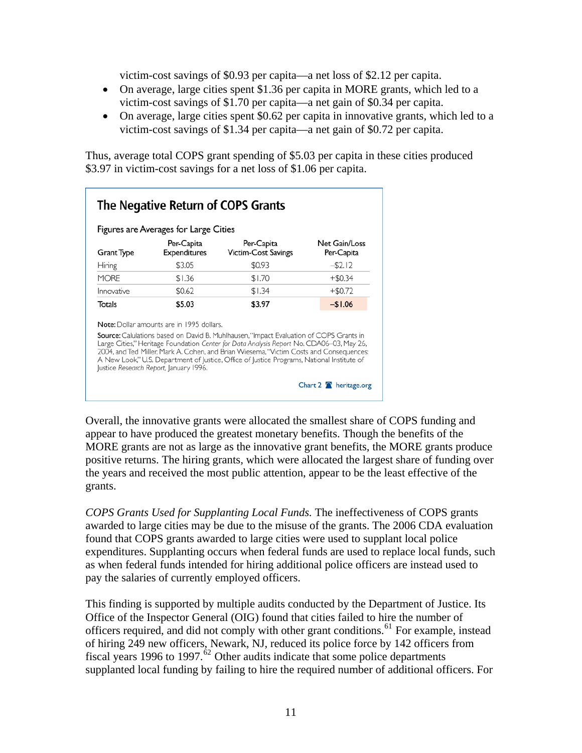victim-cost savings of $0.93 per capita—a net loss of $2.12 per capita.

- On average, large cities spent $1.36 per capita in MORE grants, which led to a victim-cost savings of $1.70 per capita—a net gain of $0.34 per capita.
- On average, large cities spent $0.62 per capita in innovative grants, which led to a victim-cost savings of $1.34 per capita—a net gain of $0.72 per capita.

Thus, average total COPS grant spending of $5.03 per capita in these cities produced $3.97 in victim-cost savings for a net loss of $1.06 per capita.

**The Negative Return of COPS Grants**

Figures are Averages for Large Cities

| Grant Type | Per-Capita Expenditures | Per-Capita Victim-Cost Savings | Net Gain/Loss Per-Capita |
|---|---|---|---|
| Hiring | $3.05 | $0.93 | –$2.12 |
| MORE | $1.36 | $1.70 | +$0.34 |
| Innovative | $0.62 | $1.34 | +$0.72 |
| **Totals** | **$5.03** | **$3.97** | **–$1.06** |

**Note:** Dollar amounts are in 1995 dollars.

**Source:** Calulations based on David B. Muhlhausen, "Impact Evaluation of COPS Grants in Large Cities," Heritage Foundation *Center for Data Analysis Report* No. CDA06–03, May 26, 2004, and Ted Miller, Mark A. Cohen, and Brian Wiesema, "Victim Costs and Consequences: A New Look," U.S. Department of Justice, Office of Justice Programs, National Institute of Justice *Research Report*, January 1996.

Chart 2 heritage.org

Overall, the innovative grants were allocated the smallest share of COPS funding and appear to have produced the greatest monetary benefits. Though the benefits of the MORE grants are not as large as the innovative grant benefits, the MORE grants produce positive returns. The hiring grants, which were allocated the largest share of funding over the years and received the most public attention, appear to be the least effective of the grants.

*COPS Grants Used for Supplanting Local Funds.* The ineffectiveness of COPS grants awarded to large cities may be due to the misuse of the grants. The 2006 CDA evaluation found that COPS grants awarded to large cities were used to supplant local police expenditures. Supplanting occurs when federal funds are used to replace local funds, such as when federal funds intended for hiring additional police officers are instead used to pay the salaries of currently employed officers.

This finding is supported by multiple audits conducted by the Department of Justice. Its Office of the Inspector General (OIG) found that cities failed to hire the number of officers required, and did not comply with other grant conditions.[61] For example, instead of hiring 249 new officers, Newark, NJ, reduced its police force by 142 officers from fiscal years 1996 to 1997.[62] Other audits indicate that some police departments supplanted local funding by failing to hire the required number of additional officers. For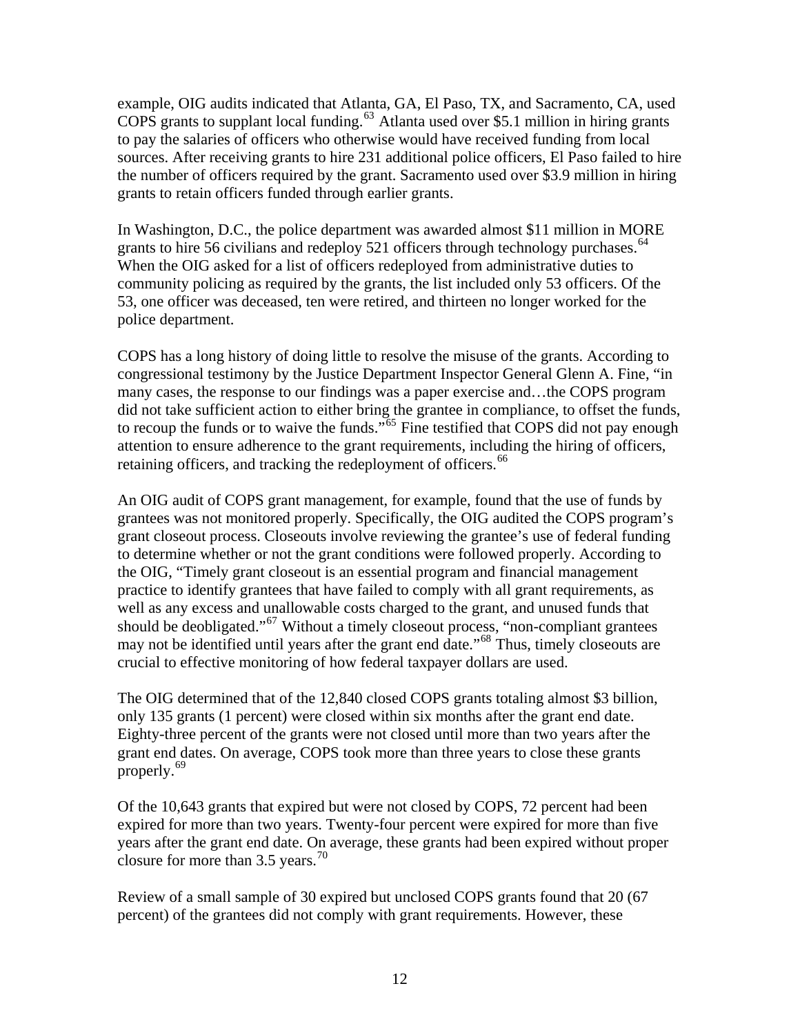example, OIG audits indicated that Atlanta, GA, El Paso, TX, and Sacramento, CA, used COPS grants to supplant local funding.[63] Atlanta used over $5.1 million in hiring grants to pay the salaries of officers who otherwise would have received funding from local sources. After receiving grants to hire 231 additional police officers, El Paso failed to hire the number of officers required by the grant. Sacramento used over $3.9 million in hiring grants to retain officers funded through earlier grants.

In Washington, D.C., the police department was awarded almost $11 million in MORE grants to hire 56 civilians and redeploy 521 officers through technology purchases.[64] When the OIG asked for a list of officers redeployed from administrative duties to community policing as required by the grants, the list included only 53 officers. Of the 53, one officer was deceased, ten were retired, and thirteen no longer worked for the police department.

COPS has a long history of doing little to resolve the misuse of the grants. According to congressional testimony by the Justice Department Inspector General Glenn A. Fine, "in many cases, the response to our findings was a paper exercise and…the COPS program did not take sufficient action to either bring the grantee in compliance, to offset the funds, to recoup the funds or to waive the funds."[65] Fine testified that COPS did not pay enough attention to ensure adherence to the grant requirements, including the hiring of officers, retaining officers, and tracking the redeployment of officers.[66]

An OIG audit of COPS grant management, for example, found that the use of funds by grantees was not monitored properly. Specifically, the OIG audited the COPS program's grant closeout process. Closeouts involve reviewing the grantee's use of federal funding to determine whether or not the grant conditions were followed properly. According to the OIG, "Timely grant closeout is an essential program and financial management practice to identify grantees that have failed to comply with all grant requirements, as well as any excess and unallowable costs charged to the grant, and unused funds that should be deobligated."[67] Without a timely closeout process, "non-compliant grantees may not be identified until years after the grant end date."[68] Thus, timely closeouts are crucial to effective monitoring of how federal taxpayer dollars are used.

The OIG determined that of the 12,840 closed COPS grants totaling almost $3 billion, only 135 grants (1 percent) were closed within six months after the grant end date. Eighty-three percent of the grants were not closed until more than two years after the grant end dates. On average, COPS took more than three years to close these grants properly.[69]

Of the 10,643 grants that expired but were not closed by COPS, 72 percent had been expired for more than two years. Twenty-four percent were expired for more than five years after the grant end date. On average, these grants had been expired without proper closure for more than 3.5 years.[70]

Review of a small sample of 30 expired but unclosed COPS grants found that 20 (67 percent) of the grantees did not comply with grant requirements. However, these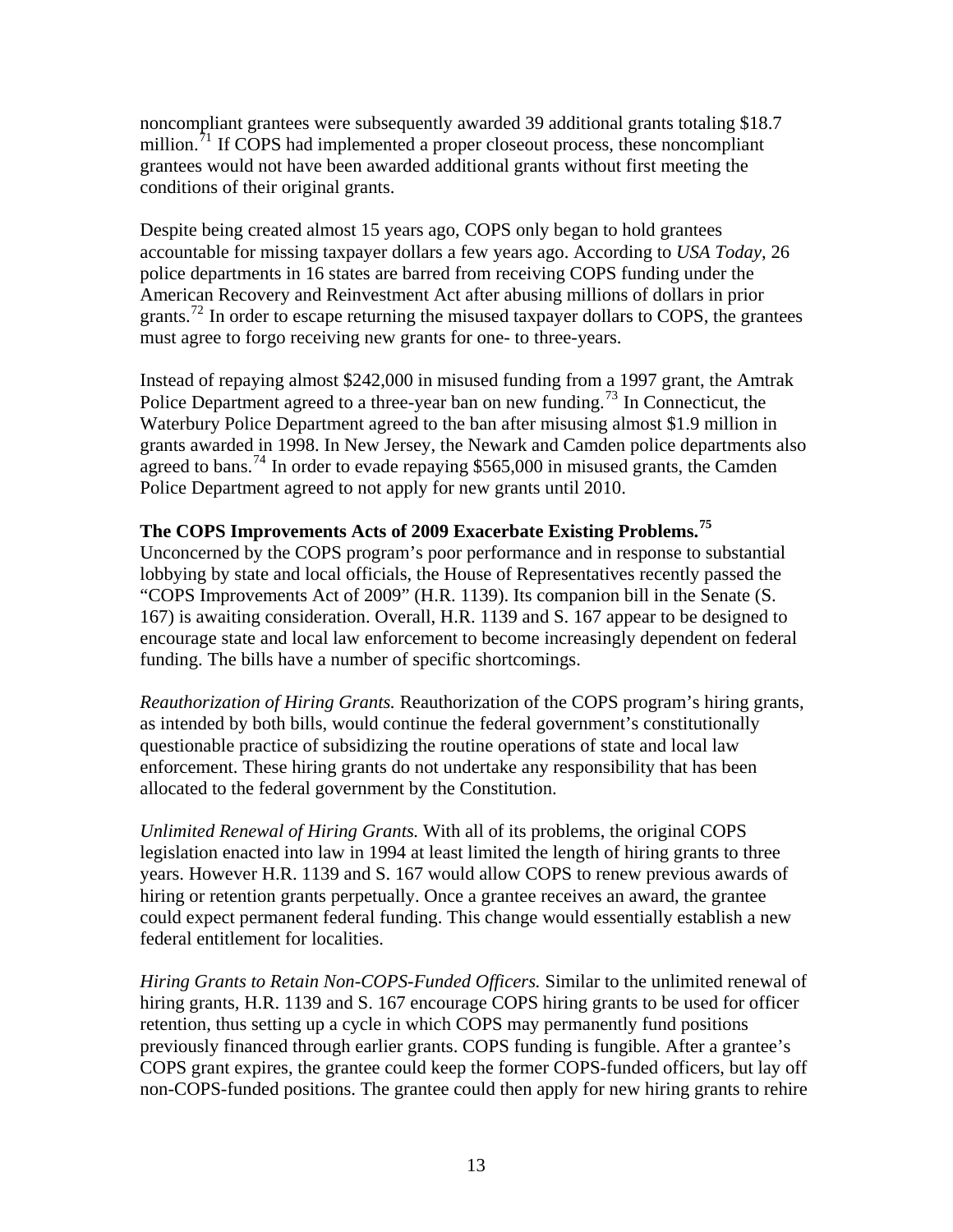noncompliant grantees were subsequently awarded 39 additional grants totaling $18.7 million.[71] If COPS had implemented a proper closeout process, these noncompliant grantees would not have been awarded additional grants without first meeting the conditions of their original grants.

Despite being created almost 15 years ago, COPS only began to hold grantees accountable for missing taxpayer dollars a few years ago. According to *USA Today*, 26 police departments in 16 states are barred from receiving COPS funding under the American Recovery and Reinvestment Act after abusing millions of dollars in prior grants.[72] In order to escape returning the misused taxpayer dollars to COPS, the grantees must agree to forgo receiving new grants for one- to three-years.

Instead of repaying almost $242,000 in misused funding from a 1997 grant, the Amtrak Police Department agreed to a three-year ban on new funding.[73] In Connecticut, the Waterbury Police Department agreed to the ban after misusing almost $1.9 million in grants awarded in 1998. In New Jersey, the Newark and Camden police departments also agreed to bans.[74] In order to evade repaying $565,000 in misused grants, the Camden Police Department agreed to not apply for new grants until 2010.

**The COPS Improvements Acts of 2009 Exacerbate Existing Problems.[75]**
Unconcerned by the COPS program's poor performance and in response to substantial lobbying by state and local officials, the House of Representatives recently passed the "COPS Improvements Act of 2009" (H.R. 1139). Its companion bill in the Senate (S. 167) is awaiting consideration. Overall, H.R. 1139 and S. 167 appear to be designed to encourage state and local law enforcement to become increasingly dependent on federal funding. The bills have a number of specific shortcomings.

*Reauthorization of Hiring Grants.* Reauthorization of the COPS program's hiring grants, as intended by both bills, would continue the federal government's constitutionally questionable practice of subsidizing the routine operations of state and local law enforcement. These hiring grants do not undertake any responsibility that has been allocated to the federal government by the Constitution.

*Unlimited Renewal of Hiring Grants.* With all of its problems, the original COPS legislation enacted into law in 1994 at least limited the length of hiring grants to three years. However H.R. 1139 and S. 167 would allow COPS to renew previous awards of hiring or retention grants perpetually. Once a grantee receives an award, the grantee could expect permanent federal funding. This change would essentially establish a new federal entitlement for localities.

*Hiring Grants to Retain Non-COPS-Funded Officers.* Similar to the unlimited renewal of hiring grants, H.R. 1139 and S. 167 encourage COPS hiring grants to be used for officer retention, thus setting up a cycle in which COPS may permanently fund positions previously financed through earlier grants. COPS funding is fungible. After a grantee's COPS grant expires, the grantee could keep the former COPS-funded officers, but lay off non-COPS-funded positions. The grantee could then apply for new hiring grants to rehire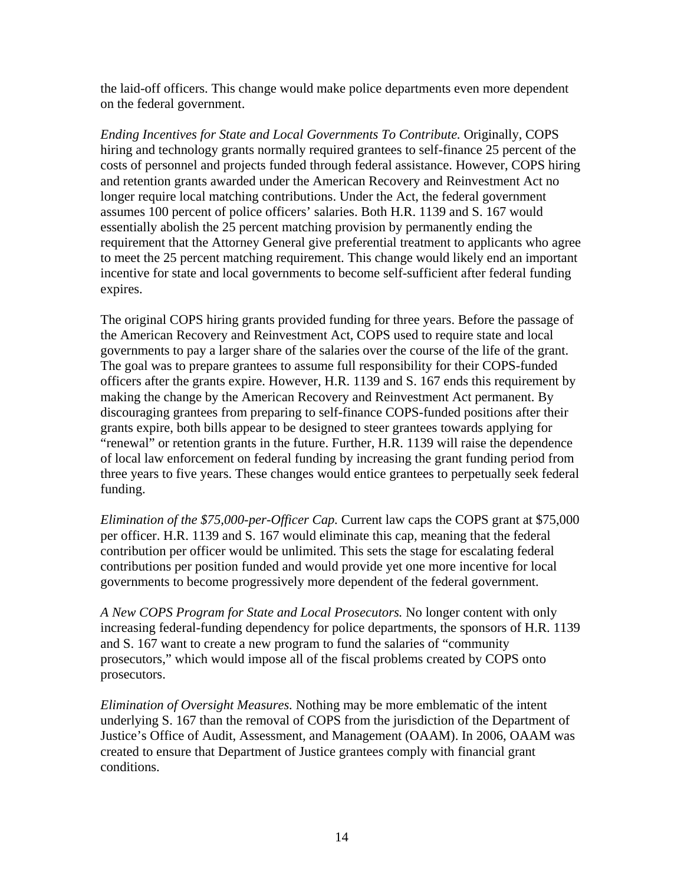the laid-off officers. This change would make police departments even more dependent on the federal government.

*Ending Incentives for State and Local Governments To Contribute.* Originally, COPS hiring and technology grants normally required grantees to self-finance 25 percent of the costs of personnel and projects funded through federal assistance. However, COPS hiring and retention grants awarded under the American Recovery and Reinvestment Act no longer require local matching contributions. Under the Act, the federal government assumes 100 percent of police officers' salaries. Both H.R. 1139 and S. 167 would essentially abolish the 25 percent matching provision by permanently ending the requirement that the Attorney General give preferential treatment to applicants who agree to meet the 25 percent matching requirement. This change would likely end an important incentive for state and local governments to become self-sufficient after federal funding expires.

The original COPS hiring grants provided funding for three years. Before the passage of the American Recovery and Reinvestment Act, COPS used to require state and local governments to pay a larger share of the salaries over the course of the life of the grant. The goal was to prepare grantees to assume full responsibility for their COPS-funded officers after the grants expire. However, H.R. 1139 and S. 167 ends this requirement by making the change by the American Recovery and Reinvestment Act permanent. By discouraging grantees from preparing to self-finance COPS-funded positions after their grants expire, both bills appear to be designed to steer grantees towards applying for "renewal" or retention grants in the future. Further, H.R. 1139 will raise the dependence of local law enforcement on federal funding by increasing the grant funding period from three years to five years. These changes would entice grantees to perpetually seek federal funding.

*Elimination of the $75,000-per-Officer Cap.* Current law caps the COPS grant at $75,000 per officer. H.R. 1139 and S. 167 would eliminate this cap, meaning that the federal contribution per officer would be unlimited. This sets the stage for escalating federal contributions per position funded and would provide yet one more incentive for local governments to become progressively more dependent of the federal government.

*A New COPS Program for State and Local Prosecutors.* No longer content with only increasing federal-funding dependency for police departments, the sponsors of H.R. 1139 and S. 167 want to create a new program to fund the salaries of "community prosecutors," which would impose all of the fiscal problems created by COPS onto prosecutors.

*Elimination of Oversight Measures.* Nothing may be more emblematic of the intent underlying S. 167 than the removal of COPS from the jurisdiction of the Department of Justice's Office of Audit, Assessment, and Management (OAAM). In 2006, OAAM was created to ensure that Department of Justice grantees comply with financial grant conditions.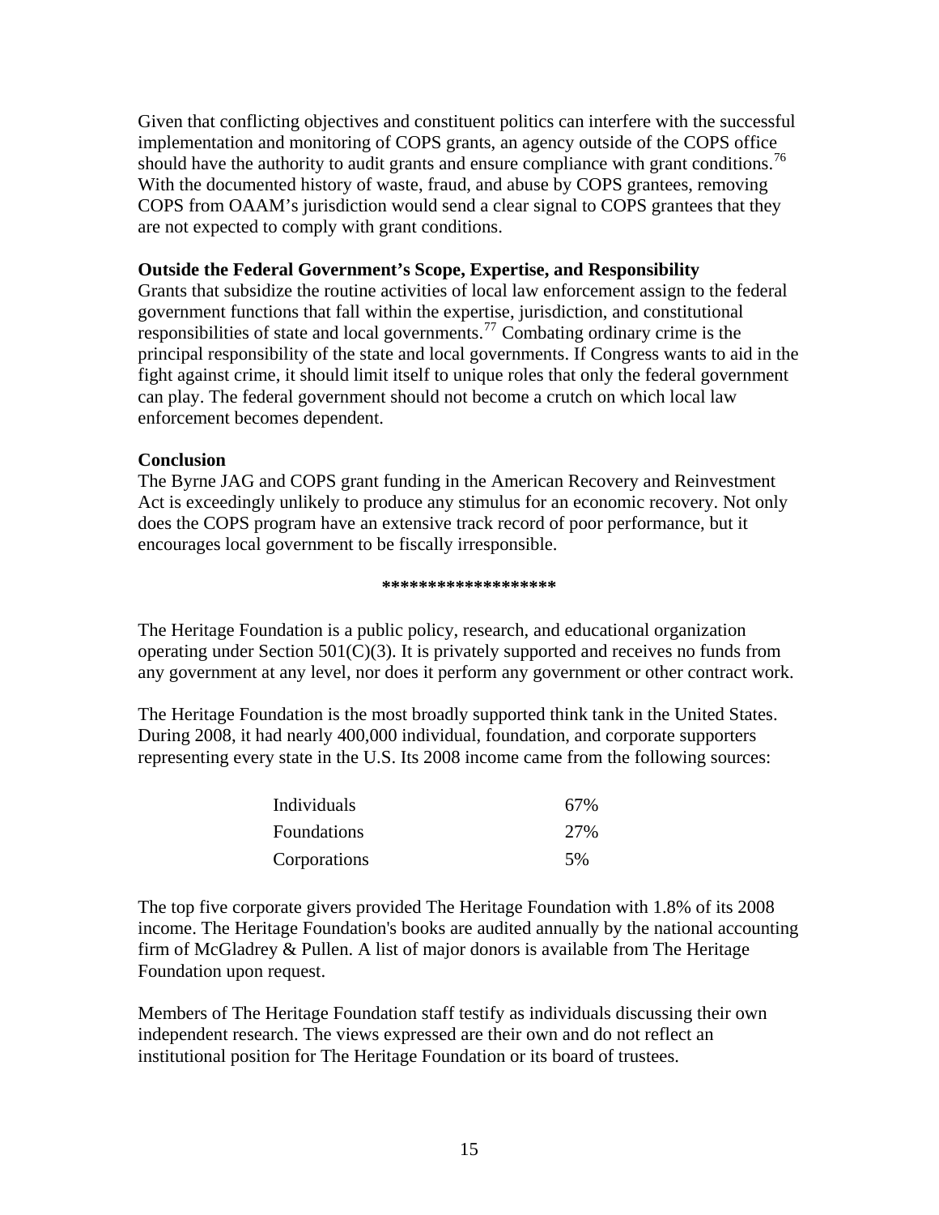Given that conflicting objectives and constituent politics can interfere with the successful implementation and monitoring of COPS grants, an agency outside of the COPS office should have the authority to audit grants and ensure compliance with grant conditions.[76] With the documented history of waste, fraud, and abuse by COPS grantees, removing COPS from OAAM's jurisdiction would send a clear signal to COPS grantees that they are not expected to comply with grant conditions.

**Outside the Federal Government's Scope, Expertise, and Responsibility**

Grants that subsidize the routine activities of local law enforcement assign to the federal government functions that fall within the expertise, jurisdiction, and constitutional responsibilities of state and local governments.[77] Combating ordinary crime is the principal responsibility of the state and local governments. If Congress wants to aid in the fight against crime, it should limit itself to unique roles that only the federal government can play. The federal government should not become a crutch on which local law enforcement becomes dependent.

**Conclusion**

The Byrne JAG and COPS grant funding in the American Recovery and Reinvestment Act is exceedingly unlikely to produce any stimulus for an economic recovery. Not only does the COPS program have an extensive track record of poor performance, but it encourages local government to be fiscally irresponsible.

******************

The Heritage Foundation is a public policy, research, and educational organization operating under Section 501(C)(3). It is privately supported and receives no funds from any government at any level, nor does it perform any government or other contract work.

The Heritage Foundation is the most broadly supported think tank in the United States. During 2008, it had nearly 400,000 individual, foundation, and corporate supporters representing every state in the U.S. Its 2008 income came from the following sources:

| | |
|---|---|
| Individuals | 67% |
| Foundations | 27% |
| Corporations | 5% |

The top five corporate givers provided The Heritage Foundation with 1.8% of its 2008 income. The Heritage Foundation's books are audited annually by the national accounting firm of McGladrey & Pullen. A list of major donors is available from The Heritage Foundation upon request.

Members of The Heritage Foundation staff testify as individuals discussing their own independent research. The views expressed are their own and do not reflect an institutional position for The Heritage Foundation or its board of trustees.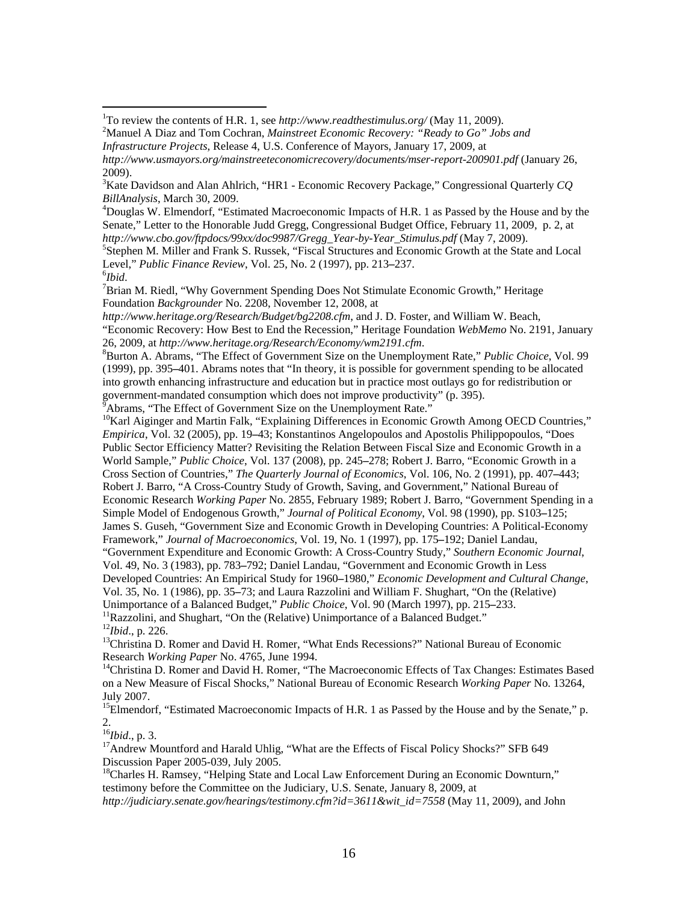[1]To review the contents of H.R. 1, see *http://www.readthestimulus.org/* (May 11, 2009).

[2]Manuel A Diaz and Tom Cochran, *Mainstreet Economic Recovery: "Ready to Go" Jobs and Infrastructure Projects*, Release 4, U.S. Conference of Mayors, January 17, 2009, at *http://www.usmayors.org/mainstreeteconomicrecovery/documents/mser-report-200901.pdf* (January 26, 2009).

[3]Kate Davidson and Alan Ahlrich, "HR1 - Economic Recovery Package," Congressional Quarterly *CQ BillAnalysis*, March 30, 2009.

[4]Douglas W. Elmendorf, "Estimated Macroeconomic Impacts of H.R. 1 as Passed by the House and by the Senate," Letter to the Honorable Judd Gregg, Congressional Budget Office, February 11, 2009, p. 2, at *http://www.cbo.gov/ftpdocs/99xx/doc9987/Gregg_Year-by-Year_Stimulus.pdf* (May 7, 2009).

[5]Stephen M. Miller and Frank S. Russek, "Fiscal Structures and Economic Growth at the State and Local Level," *Public Finance Review*, Vol. 25, No. 2 (1997), pp. 213–237.

[6]*Ibid*.

[7]Brian M. Riedl, "Why Government Spending Does Not Stimulate Economic Growth," Heritage Foundation *Backgrounder* No. 2208, November 12, 2008, at *http://www.heritage.org/Research/Budget/bg2208.cfm*, and J. D. Foster, and William W. Beach, "Economic Recovery: How Best to End the Recession," Heritage Foundation *WebMemo* No. 2191, January 26, 2009, at *http://www.heritage.org/Research/Economy/wm2191.cfm*.

[8]Burton A. Abrams, "The Effect of Government Size on the Unemployment Rate," *Public Choice*, Vol. 99 (1999), pp. 395–401. Abrams notes that "In theory, it is possible for government spending to be allocated into growth enhancing infrastructure and education but in practice most outlays go for redistribution or government-mandated consumption which does not improve productivity" (p. 395).

[9]Abrams, "The Effect of Government Size on the Unemployment Rate."

[10]Karl Aiginger and Martin Falk, "Explaining Differences in Economic Growth Among OECD Countries," *Empirica*, Vol. 32 (2005), pp. 19–43; Konstantinos Angelopoulos and Apostolis Philippopoulos, "Does Public Sector Efficiency Matter? Revisiting the Relation Between Fiscal Size and Economic Growth in a World Sample," *Public Choice*, Vol. 137 (2008), pp. 245–278; Robert J. Barro, "Economic Growth in a Cross Section of Countries," *The Quarterly Journal of Economics*, Vol. 106, No. 2 (1991), pp. 407–443; Robert J. Barro, "A Cross-Country Study of Growth, Saving, and Government," National Bureau of Economic Research *Working Paper* No. 2855, February 1989; Robert J. Barro, "Government Spending in a Simple Model of Endogenous Growth," *Journal of Political Economy*, Vol. 98 (1990), pp. S103–125; James S. Guseh, "Government Size and Economic Growth in Developing Countries: A Political-Economy Framework," *Journal of Macroeconomics*, Vol. 19, No. 1 (1997), pp. 175–192; Daniel Landau, "Government Expenditure and Economic Growth: A Cross-Country Study," *Southern Economic Journal*, Vol. 49, No. 3 (1983), pp. 783–792; Daniel Landau, "Government and Economic Growth in Less Developed Countries: An Empirical Study for 1960–1980," *Economic Development and Cultural Change*, Vol. 35, No. 1 (1986), pp. 35–73; and Laura Razzolini and William F. Shughart, "On the (Relative) Unimportance of a Balanced Budget," *Public Choice*, Vol. 90 (March 1997), pp. 215–233.

[11]Razzolini, and Shughart, "On the (Relative) Unimportance of a Balanced Budget."

[12]*Ibid*., p. 226.

[13]Christina D. Romer and David H. Romer, "What Ends Recessions?" National Bureau of Economic Research *Working Paper* No. 4765, June 1994.

[14]Christina D. Romer and David H. Romer, "The Macroeconomic Effects of Tax Changes: Estimates Based on a New Measure of Fiscal Shocks," National Bureau of Economic Research *Working Paper* No. 13264, July 2007.

[15]Elmendorf, "Estimated Macroeconomic Impacts of H.R. 1 as Passed by the House and by the Senate," p. 2.

[16]*Ibid*., p. 3.

[17]Andrew Mountford and Harald Uhlig, "What are the Effects of Fiscal Policy Shocks?" SFB 649 Discussion Paper 2005-039, July 2005.

[18]Charles H. Ramsey, "Helping State and Local Law Enforcement During an Economic Downturn," testimony before the Committee on the Judiciary, U.S. Senate, January 8, 2009, at *http://judiciary.senate.gov/hearings/testimony.cfm?id=3611&wit_id=7558* (May 11, 2009), and John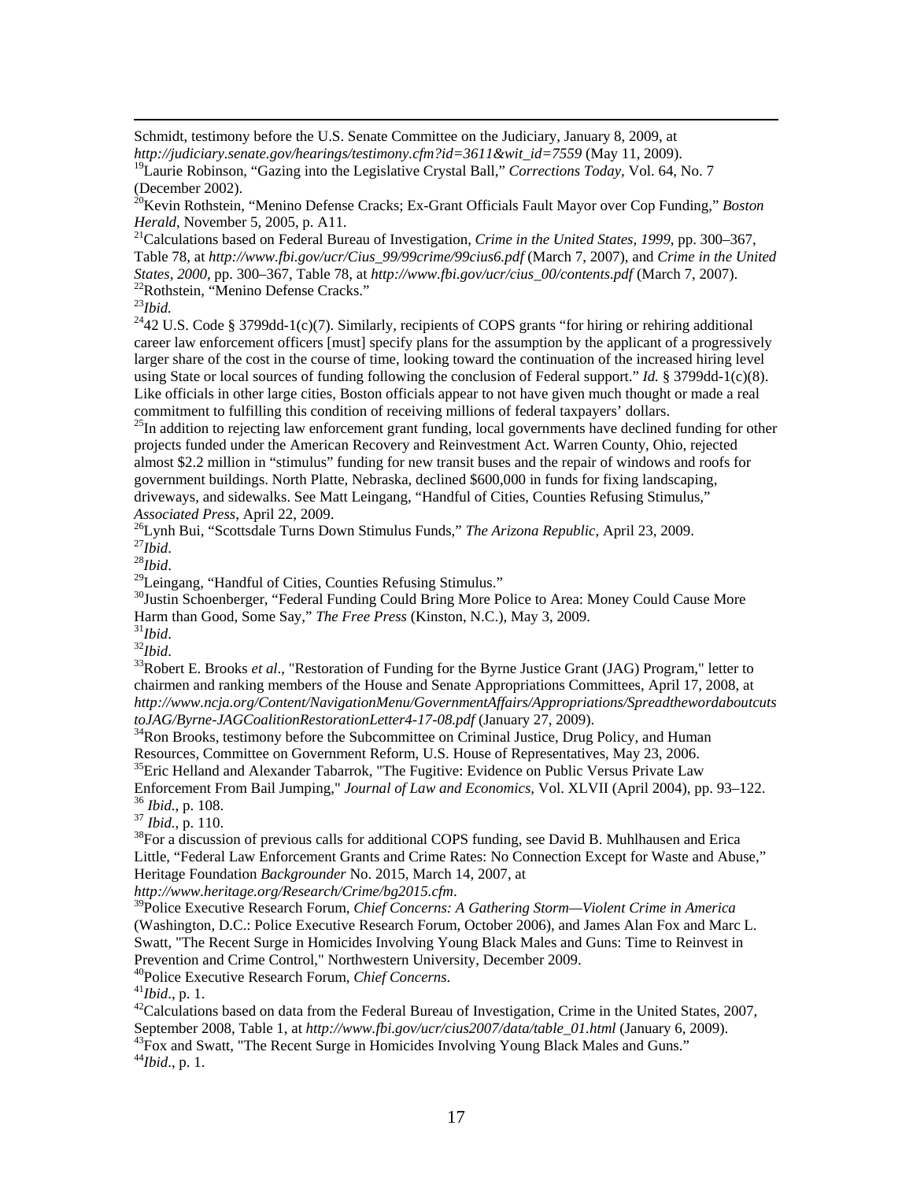Schmidt, testimony before the U.S. Senate Committee on the Judiciary, January 8, 2009, at *http://judiciary.senate.gov/hearings/testimony.cfm?id=3611&wit_id=7559* (May 11, 2009).

[19]Laurie Robinson, "Gazing into the Legislative Crystal Ball," *Corrections Today*, Vol. 64, No. 7 (December 2002).

[20]Kevin Rothstein, "Menino Defense Cracks; Ex-Grant Officials Fault Mayor over Cop Funding," *Boston Herald*, November 5, 2005, p. A11.

[21]Calculations based on Federal Bureau of Investigation, *Crime in the United States, 1999*, pp. 300–367, Table 78, at *http://www.fbi.gov/ucr/Cius_99/99crime/99cius6.pdf* (March 7, 2007), and *Crime in the United States, 2000*, pp. 300–367, Table 78, at *http://www.fbi.gov/ucr/cius_00/contents.pdf* (March 7, 2007).

[22]Rothstein, "Menino Defense Cracks."

[23]*Ibid.*

[24]42 U.S. Code § 3799dd-1(c)(7). Similarly, recipients of COPS grants "for hiring or rehiring additional career law enforcement officers [must] specify plans for the assumption by the applicant of a progressively larger share of the cost in the course of time, looking toward the continuation of the increased hiring level using State or local sources of funding following the conclusion of Federal support." *Id.* § 3799dd-1(c)(8). Like officials in other large cities, Boston officials appear to not have given much thought or made a real commitment to fulfilling this condition of receiving millions of federal taxpayers' dollars.

[25]In addition to rejecting law enforcement grant funding, local governments have declined funding for other projects funded under the American Recovery and Reinvestment Act. Warren County, Ohio, rejected almost $2.2 million in "stimulus" funding for new transit buses and the repair of windows and roofs for government buildings. North Platte, Nebraska, declined $600,000 in funds for fixing landscaping, driveways, and sidewalks. See Matt Leingang, "Handful of Cities, Counties Refusing Stimulus," *Associated Press*, April 22, 2009.

[26]Lynh Bui, "Scottsdale Turns Down Stimulus Funds," *The Arizona Republic*, April 23, 2009.

[27]*Ibid*.

[28]*Ibid*.

[29]Leingang, "Handful of Cities, Counties Refusing Stimulus."

[30]Justin Schoenberger, "Federal Funding Could Bring More Police to Area: Money Could Cause More Harm than Good, Some Say," *The Free Press* (Kinston, N.C.), May 3, 2009.

[31]*Ibid*.

[32]*Ibid*.

[33]Robert E. Brooks *et al*., "Restoration of Funding for the Byrne Justice Grant (JAG) Program," letter to chairmen and ranking members of the House and Senate Appropriations Committees, April 17, 2008, at *http://www.ncja.org/Content/NavigationMenu/GovernmentAffairs/Appropriations/SpreadthewordaboutcutstoJAG/Byrne-JAGCoalitionRestorationLetter4-17-08.pdf* (January 27, 2009).

[34]Ron Brooks, testimony before the Subcommittee on Criminal Justice, Drug Policy, and Human Resources, Committee on Government Reform, U.S. House of Representatives, May 23, 2006.

[35]Eric Helland and Alexander Tabarrok, "The Fugitive: Evidence on Public Versus Private Law Enforcement From Bail Jumping," *Journal of Law and Economics*, Vol. XLVII (April 2004), pp. 93–122.

[36] *Ibid.*, p. 108.

[37] *Ibid.*, p. 110.

[38]For a discussion of previous calls for additional COPS funding, see David B. Muhlhausen and Erica Little, "Federal Law Enforcement Grants and Crime Rates: No Connection Except for Waste and Abuse," Heritage Foundation *Backgrounder* No. 2015, March 14, 2007, at *http://www.heritage.org/Research/Crime/bg2015.cfm*.

[39]Police Executive Research Forum, *Chief Concerns: A Gathering Storm—Violent Crime in America* (Washington, D.C.: Police Executive Research Forum, October 2006), and James Alan Fox and Marc L. Swatt, "The Recent Surge in Homicides Involving Young Black Males and Guns: Time to Reinvest in Prevention and Crime Control," Northwestern University, December 2009.

[40]Police Executive Research Forum, *Chief Concerns*.

[41]*Ibid*., p. 1.

[42]Calculations based on data from the Federal Bureau of Investigation, Crime in the United States, 2007, September 2008, Table 1, at *http://www.fbi.gov/ucr/cius2007/data/table_01.html* (January 6, 2009).

[43]Fox and Swatt, "The Recent Surge in Homicides Involving Young Black Males and Guns."

[44]*Ibid*., p. 1.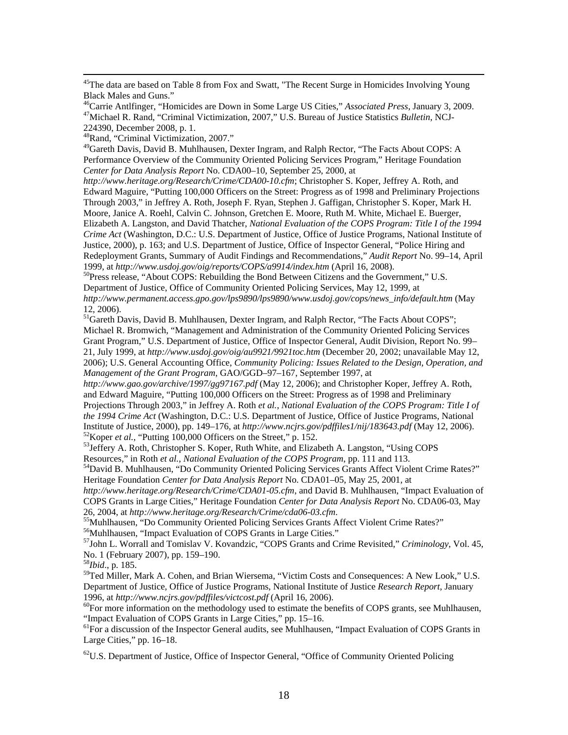[45]The data are based on Table 8 from Fox and Swatt, "The Recent Surge in Homicides Involving Young Black Males and Guns."

[46]Carrie Antlfinger, "Homicides are Down in Some Large US Cities," *Associated Press*, January 3, 2009.

[47]Michael R. Rand, "Criminal Victimization, 2007," U.S. Bureau of Justice Statistics *Bulletin*, NCJ-224390, December 2008, p. 1.

[48]Rand, "Criminal Victimization, 2007."

[49]Gareth Davis, David B. Muhlhausen, Dexter Ingram, and Ralph Rector, "The Facts About COPS: A Performance Overview of the Community Oriented Policing Services Program," Heritage Foundation *Center for Data Analysis Report* No. CDA00–10, September 25, 2000, at *http://www.heritage.org/Research/Crime/CDA00-10.cfm*; Christopher S. Koper, Jeffrey A. Roth, and Edward Maguire, "Putting 100,000 Officers on the Street: Progress as of 1998 and Preliminary Projections Through 2003," in Jeffrey A. Roth, Joseph F. Ryan, Stephen J. Gaffigan, Christopher S. Koper, Mark H. Moore, Janice A. Roehl, Calvin C. Johnson, Gretchen E. Moore, Ruth M. White, Michael E. Buerger, Elizabeth A. Langston, and David Thatcher, *National Evaluation of the COPS Program: Title I of the 1994 Crime Act* (Washington, D.C.: U.S. Department of Justice, Office of Justice Programs, National Institute of Justice, 2000), p. 163; and U.S. Department of Justice, Office of Inspector General, "Police Hiring and Redeployment Grants, Summary of Audit Findings and Recommendations," *Audit Report* No. 99–14, April 1999, at *http://www.usdoj.gov/oig/reports/COPS/a9914/index.htm* (April 16, 2008).

[50]Press release, "About COPS: Rebuilding the Bond Between Citizens and the Government," U.S. Department of Justice, Office of Community Oriented Policing Services, May 12, 1999, at *http://www.permanent.access.gpo.gov/lps9890/lps9890/www.usdoj.gov/cops/news_info/default.htm* (May 12, 2006).

[51]Gareth Davis, David B. Muhlhausen, Dexter Ingram, and Ralph Rector, "The Facts About COPS"; Michael R. Bromwich, "Management and Administration of the Community Oriented Policing Services Grant Program," U.S. Department of Justice, Office of Inspector General, Audit Division, Report No. 99–21, July 1999, at *http://www.usdoj.gov/oig/au9921/9921toc.htm* (December 20, 2002; unavailable May 12, 2006); U.S. General Accounting Office, *Community Policing: Issues Related to the Design, Operation, and Management of the Grant Program*, GAO/GGD–97–167, September 1997, at *http://www.gao.gov/archive/1997/gg97167.pdf* (May 12, 2006); and Christopher Koper, Jeffrey A. Roth, and Edward Maguire, "Putting 100,000 Officers on the Street: Progress as of 1998 and Preliminary Projections Through 2003," in Jeffrey A. Roth *et al.*, *National Evaluation of the COPS Program: Title I of the 1994 Crime Act* (Washington, D.C.: U.S. Department of Justice, Office of Justice Programs, National Institute of Justice, 2000), pp. 149–176, at *http://www.ncjrs.gov/pdffiles1/nij/183643.pdf* (May 12, 2006).

[52]Koper *et al.*, "Putting 100,000 Officers on the Street," p. 152.

[53]Jeffery A. Roth, Christopher S. Koper, Ruth White, and Elizabeth A. Langston, "Using COPS Resources," in Roth *et al.*, *National Evaluation of the COPS Program*, pp. 111 and 113.

[54]David B. Muhlhausen, "Do Community Oriented Policing Services Grants Affect Violent Crime Rates?" Heritage Foundation *Center for Data Analysis Report* No. CDA01–05, May 25, 2001, at *http://www.heritage.org/Research/Crime/CDA01-05.cfm*, and David B. Muhlhausen, "Impact Evaluation of COPS Grants in Large Cities," Heritage Foundation *Center for Data Analysis Report* No. CDA06-03, May 26, 2004, at *http://www.heritage.org/Research/Crime/cda06-03.cfm*.

[55]Muhlhausen, "Do Community Oriented Policing Services Grants Affect Violent Crime Rates?"

[56]Muhlhausen, "Impact Evaluation of COPS Grants in Large Cities."

[57]John L. Worrall and Tomislav V. Kovandzic, "COPS Grants and Crime Revisited," *Criminology*, Vol. 45, No. 1 (February 2007), pp. 159–190.

[58]*Ibid*., p. 185.

[59]Ted Miller, Mark A. Cohen, and Brian Wiersema, "Victim Costs and Consequences: A New Look," U.S. Department of Justice, Office of Justice Programs, National Institute of Justice *Research Report*, January 1996, at *http://www.ncjrs.gov/pdffiles/victcost.pdf* (April 16, 2006).

[60]For more information on the methodology used to estimate the benefits of COPS grants, see Muhlhausen, "Impact Evaluation of COPS Grants in Large Cities," pp. 15–16.

[61]For a discussion of the Inspector General audits, see Muhlhausen, "Impact Evaluation of COPS Grants in Large Cities," pp. 16–18.

[62]U.S. Department of Justice, Office of Inspector General, "Office of Community Oriented Policing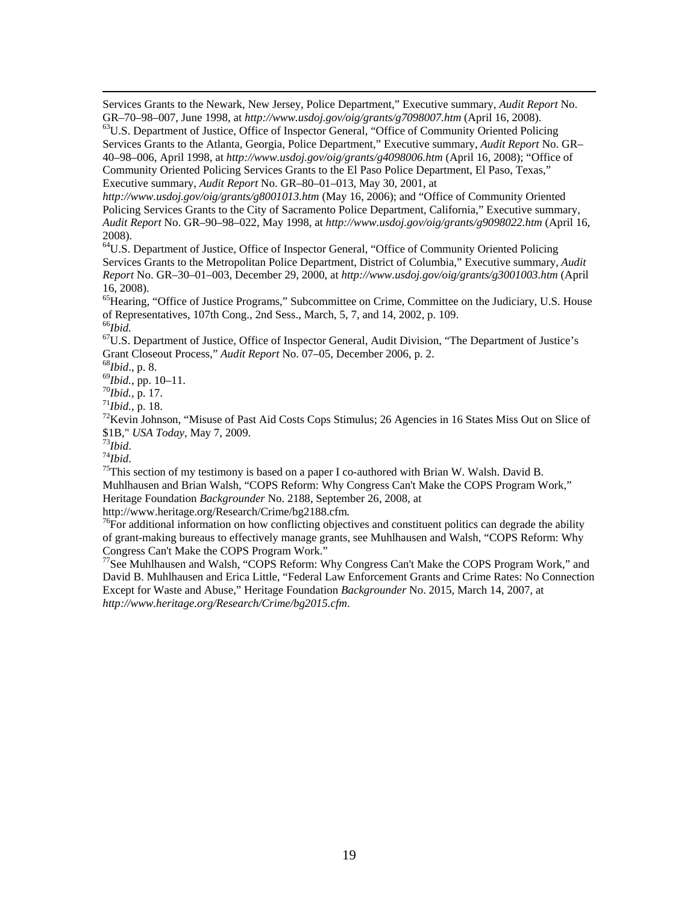Services Grants to the Newark, New Jersey, Police Department," Executive summary, *Audit Report* No. GR–70–98–007, June 1998, at *http://www.usdoj.gov/oig/grants/g7098007.htm* (April 16, 2008).

[63]U.S. Department of Justice, Office of Inspector General, "Office of Community Oriented Policing Services Grants to the Atlanta, Georgia, Police Department," Executive summary, *Audit Report* No. GR–40–98–006, April 1998, at *http://www.usdoj.gov/oig/grants/g4098006.htm* (April 16, 2008); "Office of Community Oriented Policing Services Grants to the El Paso Police Department, El Paso, Texas," Executive summary, *Audit Report* No. GR–80–01–013, May 30, 2001, at *http://www.usdoj.gov/oig/grants/g8001013.htm* (May 16, 2006); and "Office of Community Oriented Policing Services Grants to the City of Sacramento Police Department, California," Executive summary, *Audit Report* No. GR–90–98–022, May 1998, at *http://www.usdoj.gov/oig/grants/g9098022.htm* (April 16, 2008).

[64]U.S. Department of Justice, Office of Inspector General, "Office of Community Oriented Policing Services Grants to the Metropolitan Police Department, District of Columbia," Executive summary, *Audit Report* No. GR–30–01–003, December 29, 2000, at *http://www.usdoj.gov/oig/grants/g3001003.htm* (April 16, 2008).

[65]Hearing, "Office of Justice Programs," Subcommittee on Crime, Committee on the Judiciary, U.S. House of Representatives, 107th Cong., 2nd Sess., March, 5, 7, and 14, 2002, p. 109.

[66]*Ibid.*

[67]U.S. Department of Justice, Office of Inspector General, Audit Division, "The Department of Justice's Grant Closeout Process," *Audit Report* No. 07–05, December 2006, p. 2.

[68]*Ibid*., p. 8.

[69]*Ibid.*, pp. 10–11.

[70]*Ibid.*, p. 17.

[71]*Ibid.*, p. 18.

[72]Kevin Johnson, "Misuse of Past Aid Costs Cops Stimulus; 26 Agencies in 16 States Miss Out on Slice of $1B," *USA Today*, May 7, 2009.

[73]*Ibid*.

[74]*Ibid*.

[75]This section of my testimony is based on a paper I co-authored with Brian W. Walsh. David B. Muhlhausen and Brian Walsh, "COPS Reform: Why Congress Can't Make the COPS Program Work," Heritage Foundation *Backgrounder* No. 2188, September 26, 2008, at http://www.heritage.org/Research/Crime/bg2188.cfm.

[76]For additional information on how conflicting objectives and constituent politics can degrade the ability of grant-making bureaus to effectively manage grants, see Muhlhausen and Walsh, "COPS Reform: Why Congress Can't Make the COPS Program Work."

[77]See Muhlhausen and Walsh, "COPS Reform: Why Congress Can't Make the COPS Program Work," and David B. Muhlhausen and Erica Little, "Federal Law Enforcement Grants and Crime Rates: No Connection Except for Waste and Abuse," Heritage Foundation *Backgrounder* No. 2015, March 14, 2007, at *http://www.heritage.org/Research/Crime/bg2015.cfm*.